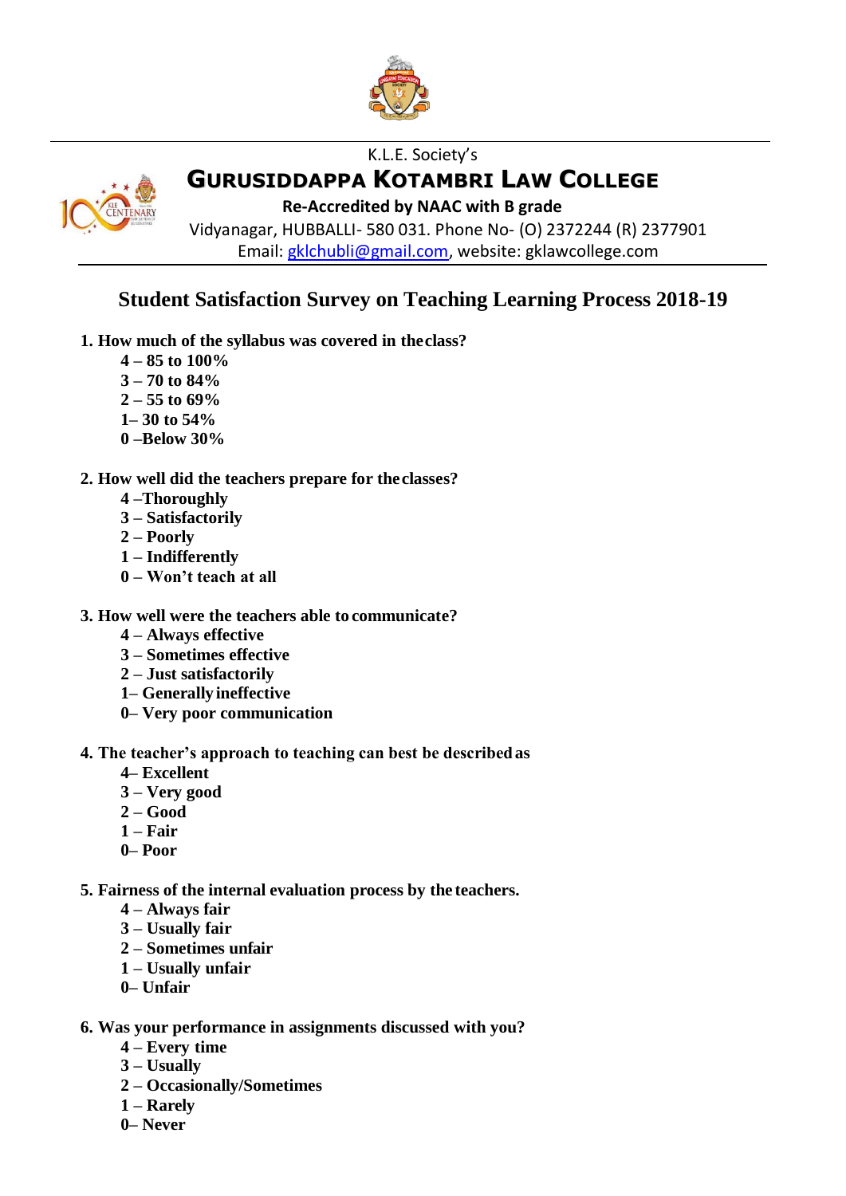K.L.E. Society's

# GURUSIDDAPPA KOTAMBRI LAW COLLEGE

**Re-Accredited by NAAC with B grade**

Vidyanagar, HUBBALLI- 580 031. Phone No- (O) 2372244 (R) 2377901

Email: gklchubli@gmail.com, website: gklawcollege.com

## Student Satisfaction Survey on Teaching Learning Process 2018-19

**1. How much of the syllabus was covered in the class?**

- **4 – 85 to 100%**
- **3 – 70 to 84%**
- **2 – 55 to 69%**
- **1– 30 to 54%**
- **0 –Below 30%**

**2. How well did the teachers prepare for the classes?**

- **4 –Thoroughly**
- **3 – Satisfactorily**
- **2 – Poorly**
- **1 – Indifferently**
- **0 – Won't teach at all**

**3. How well were the teachers able to communicate?**

- **4 – Always effective**
- **3 – Sometimes effective**
- **2 – Just satisfactorily**
- **1– Generally ineffective**
- **0– Very poor communication**

**4. The teacher's approach to teaching can best be described as**

- **4– Excellent**
- **3 – Very good**
- **2 – Good**
- **1 – Fair**
- **0– Poor**

**5. Fairness of the internal evaluation process by the teachers.**

- **4 – Always fair**
- **3 – Usually fair**
- **2 – Sometimes unfair**
- **1 – Usually unfair**
- **0– Unfair**

**6. Was your performance in assignments discussed with you?**

- **4 – Every time**
- **3 – Usually**
- **2 – Occasionally/Sometimes**
- **1 – Rarely**
- **0– Never**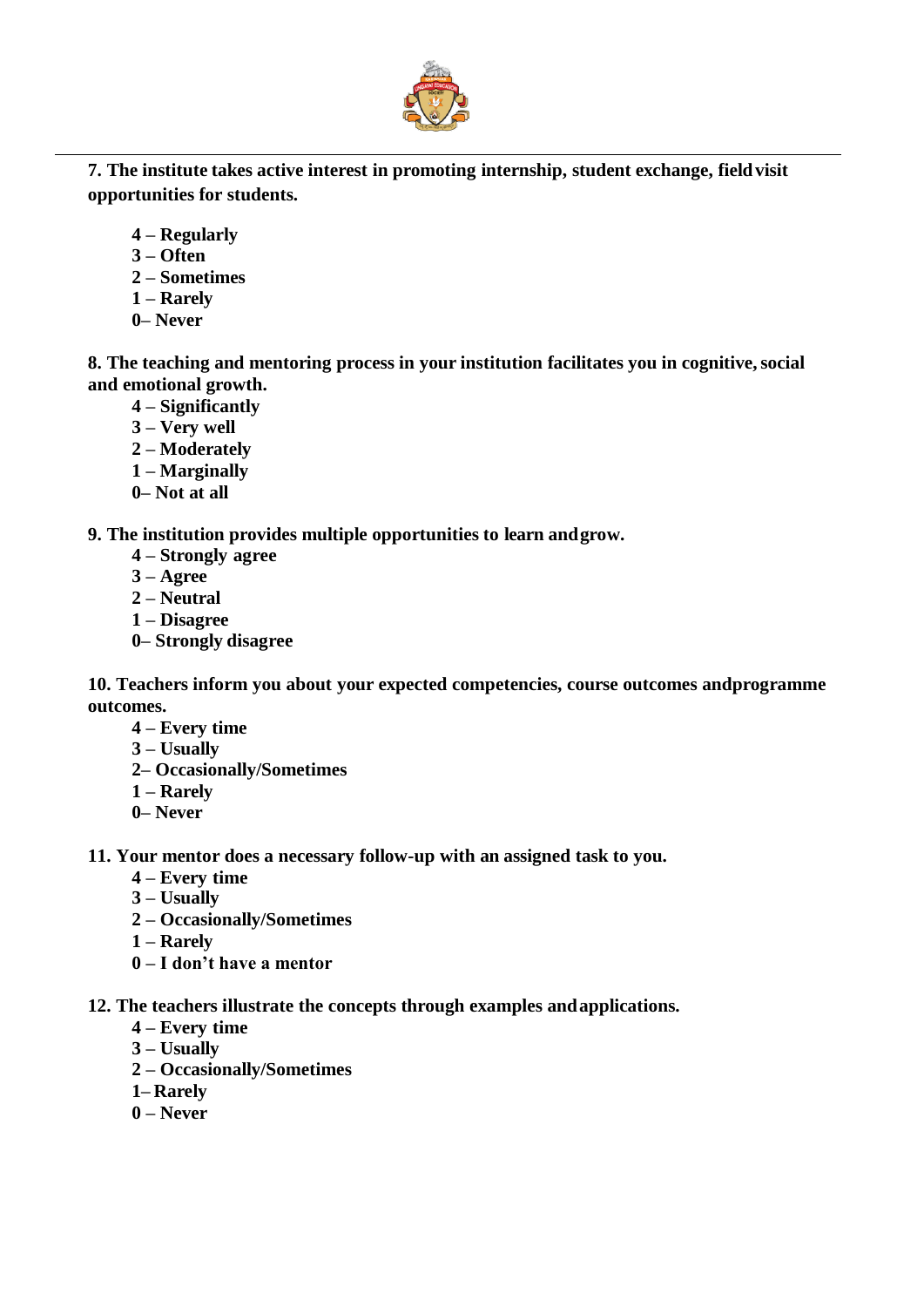**7. The institute takes active interest in promoting internship, student exchange, field visit opportunities for students.**

- **4 – Regularly**
- **3 – Often**
- **2 – Sometimes**
- **1 – Rarely**
- **0– Never**

**8. The teaching and mentoring process in your institution facilitates you in cognitive, social and emotional growth.**

- **4 – Significantly**
- **3 – Very well**
- **2 – Moderately**
- **1 – Marginally**
- **0– Not at all**

**9. The institution provides multiple opportunities to learn and grow.**

- **4 – Strongly agree**
- **3 – Agree**
- **2 – Neutral**
- **1 – Disagree**
- **0– Strongly disagree**

**10. Teachers inform you about your expected competencies, course outcomes and programme outcomes.**

- **4 – Every time**
- **3 – Usually**
- **2– Occasionally/Sometimes**
- **1 – Rarely**
- **0– Never**

**11. Your mentor does a necessary follow-up with an assigned task to you.**

- **4 – Every time**
- **3 – Usually**
- **2 – Occasionally/Sometimes**
- **1 – Rarely**
- **0 – I don't have a mentor**

**12. The teachers illustrate the concepts through examples and applications.**

- **4 – Every time**
- **3 – Usually**
- **2 – Occasionally/Sometimes**
- **1– Rarely**
- **0 – Never**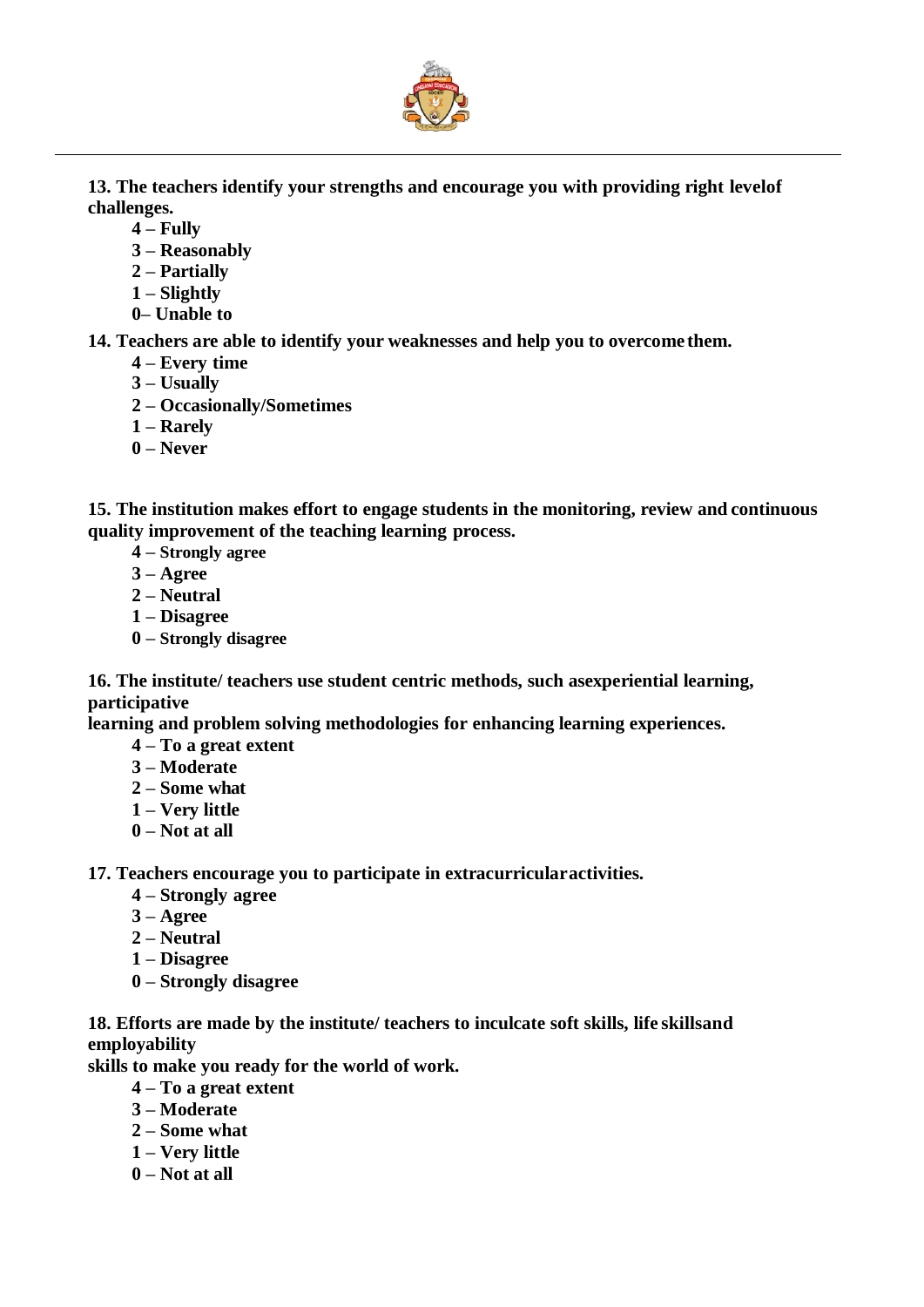**13. The teachers identify your strengths and encourage you with providing right levelof challenges.**

- **4 – Fully**
- **3 – Reasonably**
- **2 – Partially**
- **1 – Slightly**
- **0– Unable to**

**14. Teachers are able to identify your weaknesses and help you to overcome them.**

- **4 – Every time**
- **3 – Usually**
- **2 – Occasionally/Sometimes**
- **1 – Rarely**
- **0 – Never**

**15. The institution makes effort to engage students in the monitoring, review and continuous quality improvement of the teaching learning process.**

- **4 – Strongly agree**
- **3 – Agree**
- **2 – Neutral**
- **1 – Disagree**
- **0 – Strongly disagree**

**16. The institute/ teachers use student centric methods, such asexperiential learning, participative learning and problem solving methodologies for enhancing learning experiences.**

- **4 – To a great extent**
- **3 – Moderate**
- **2 – Some what**
- **1 – Very little**
- **0 – Not at all**

**17. Teachers encourage you to participate in extracurricularactivities.**

- **4 – Strongly agree**
- **3 – Agree**
- **2 – Neutral**
- **1 – Disagree**
- **0 – Strongly disagree**

**18. Efforts are made by the institute/ teachers to inculcate soft skills, life skillsand employability skills to make you ready for the world of work.**

- **4 – To a great extent**
- **3 – Moderate**
- **2 – Some what**
- **1 – Very little**
- **0 – Not at all**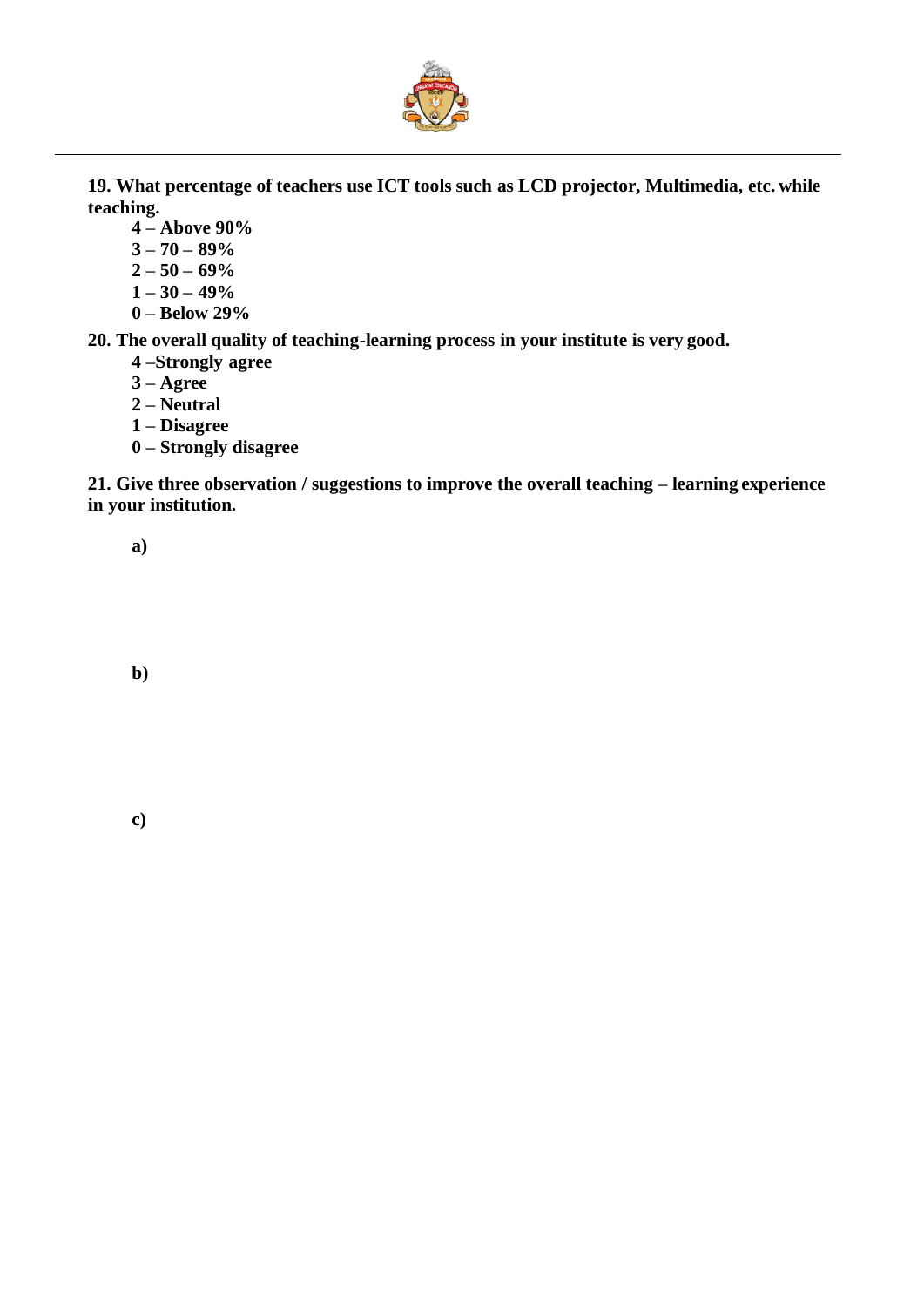**19. What percentage of teachers use ICT tools such as LCD projector, Multimedia, etc. while teaching.**

**4 – Above 90%**
**3 – 70 – 89%**
**2 – 50 – 69%**
**1 – 30 – 49%**
**0 – Below 29%**

**20. The overall quality of teaching-learning process in your institute is very good.**

**4 –Strongly agree**
**3 – Agree**
**2 – Neutral**
**1 – Disagree**
**0 – Strongly disagree**

**21. Give three observation / suggestions to improve the overall teaching – learning experience in your institution.**

**a)**

**b)**

**c)**